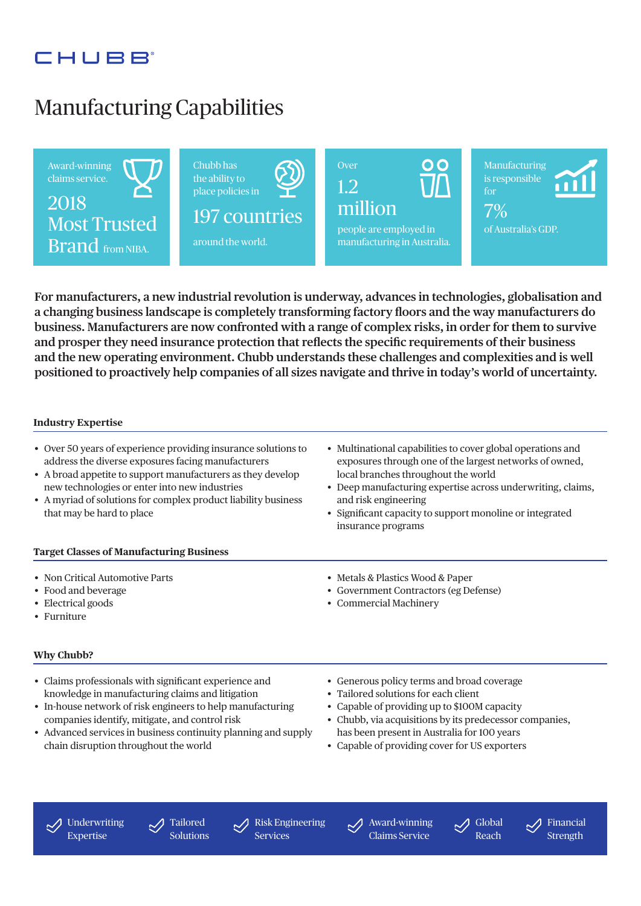CHUBB

# Manufacturing Capabilities

Award-winning claims service.
2018 Most Trusted Brand from NIBA.

Chubb has the ability to place policies in
197 countries
around the world.

Over
1.2 million
people are employed in manufacturing in Australia.

Manufacturing is responsible for
7%
of Australia's GDP.

**For manufacturers, a new industrial revolution is underway, advances in technologies, globalisation and a changing business landscape is completely transforming factory floors and the way manufacturers do business. Manufacturers are now confronted with a range of complex risks, in order for them to survive and prosper they need insurance protection that reflects the specific requirements of their business and the new operating environment. Chubb understands these challenges and complexities and is well positioned to proactively help companies of all sizes navigate and thrive in today's world of uncertainty.**

### Industry Expertise

- Over 50 years of experience providing insurance solutions to address the diverse exposures facing manufacturers
- A broad appetite to support manufacturers as they develop new technologies or enter into new industries
- A myriad of solutions for complex product liability business that may be hard to place
- Multinational capabilities to cover global operations and exposures through one of the largest networks of owned, local branches throughout the world
- Deep manufacturing expertise across underwriting, claims, and risk engineering
- Significant capacity to support monoline or integrated insurance programs

### Target Classes of Manufacturing Business

- Non Critical Automotive Parts
- Food and beverage
- Electrical goods
- Furniture
- Metals & Plastics Wood & Paper
- Government Contractors (eg Defense)
- Commercial Machinery

### Why Chubb?

- Claims professionals with significant experience and knowledge in manufacturing claims and litigation
- In-house network of risk engineers to help manufacturing companies identify, mitigate, and control risk
- Advanced services in business continuity planning and supply chain disruption throughout the world
- Generous policy terms and broad coverage
- Tailored solutions for each client
- Capable of providing up to $100M capacity
- Chubb, via acquisitions by its predecessor companies, has been present in Australia for 100 years
- Capable of providing cover for US exporters

Underwriting Expertise | Tailored Solutions | Risk Engineering Services | Award-winning Claims Service | Global Reach | Financial Strength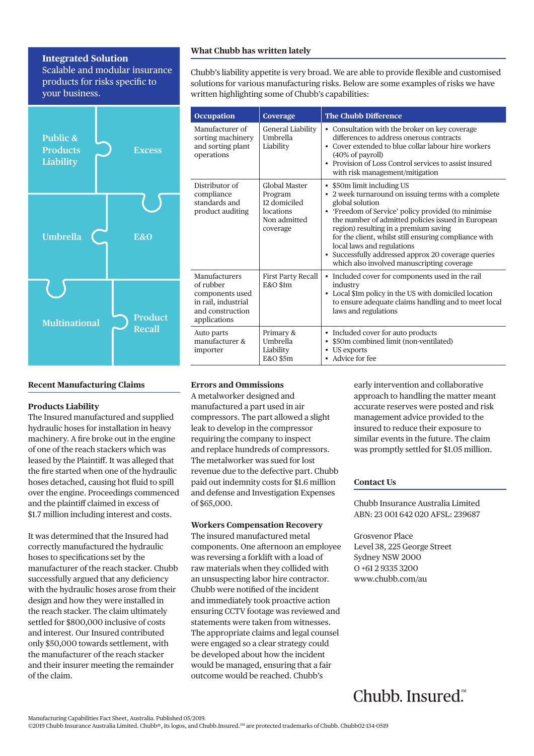**Integrated Solution**
Scalable and modular insurance products for risks specific to your business.

Public & Products Liability

Excess

Umbrella

E&O

Multinational

Product Recall

## What Chubb has written lately

Chubb's liability appetite is very broad. We are able to provide flexible and customised solutions for various manufacturing risks. Below are some examples of risks we have written highlighting some of Chubb's capabilities:

| Occupation | Coverage | The Chubb Difference |
|---|---|---|
| Manufacturer of sorting machinery and sorting plant operations | General Liability Umbrella Liability | • Consultation with the broker on key coverage differences to address onerous contracts<br>• Cover extended to blue collar labour hire workers (40% of payroll)<br>• Provision of Loss Control services to assist insured with risk management/mitigation |
| Distributor of compliance standards and product auditing | Global Master Program 12 domiciled locations Non admitted coverage | • $50m limit including US<br>• 2 week turnaround on issuing terms with a complete global solution<br>• 'Freedom of Service' policy provided (to minimise the number of admitted policies issued in European region) resulting in a premium saving for the client, whilst still ensuring compliance with local laws and regulations<br>• Successfully addressed approx 20 coverage queries which also involved manuscripting coverage |
| Manufacturers of rubber components used in rail, industrial and construction applications | First Party Recall E&O $1m | • Included cover for components used in the rail industry<br>• Local $1m policy in the US with domiciled location to ensure adequate claims handling and to meet local laws and regulations |
| Auto parts manufacturer & importer | Primary & Umbrella Liability E&O $5m | • Included cover for auto products<br>• $50m combined limit (non-ventilated)<br>• US exports<br>• Advice for fee |

## Recent Manufacturing Claims

### Products Liability

The Insured manufactured and supplied hydraulic hoses for installation in heavy machinery. A fire broke out in the engine of one of the reach stackers which was leased by the Plaintiff. It was alleged that the fire started when one of the hydraulic hoses detached, causing hot fluid to spill over the engine. Proceedings commenced and the plaintiff claimed in excess of $1.7 million including interest and costs.

It was determined that the Insured had correctly manufactured the hydraulic hoses to specifications set by the manufacturer of the reach stacker. Chubb successfully argued that any deficiency with the hydraulic hoses arose from their design and how they were installed in the reach stacker. The claim ultimately settled for $800,000 inclusive of costs and interest. Our Insured contributed only $50,000 towards settlement, with the manufacturer of the reach stacker and their insurer meeting the remainder of the claim.

### Errors and Ommissions

A metalworker designed and manufactured a part used in air compressors. The part allowed a slight leak to develop in the compressor requiring the company to inspect and replace hundreds of compressors. The metalworker was sued for lost revenue due to the defective part. Chubb paid out indemnity costs for $1.6 million and defense and Investigation Expenses of $65,000.

### Workers Compensation Recovery

The insured manufactured metal components. One afternoon an employee was reversing a forklift with a load of raw materials when they collided with an unsuspecting labor hire contractor. Chubb were notified of the incident and immediately took proactive action ensuring CCTV footage was reviewed and statements were taken from witnesses. The appropriate claims and legal counsel were engaged so a clear strategy could be developed about how the incident would be managed, ensuring that a fair outcome would be reached. Chubb's early intervention and collaborative approach to handling the matter meant accurate reserves were posted and risk management advice provided to the insured to reduce their exposure to similar events in the future. The claim was promptly settled for $1.05 million.

## Contact Us

Chubb Insurance Australia Limited
ABN: 23 001 642 020 AFSL: 239687

Grosvenor Place
Level 38, 225 George Street
Sydney NSW 2000
O +61 2 9335 3200
www.chubb.com/au

Chubb. Insured.℠

Manufacturing Capabilities Fact Sheet, Australia. Published 05/2019.
©2019 Chubb Insurance Australia Limited. Chubb®, its logos, and Chubb.Insured.℠ are protected trademarks of Chubb. Chubb02-134-0519